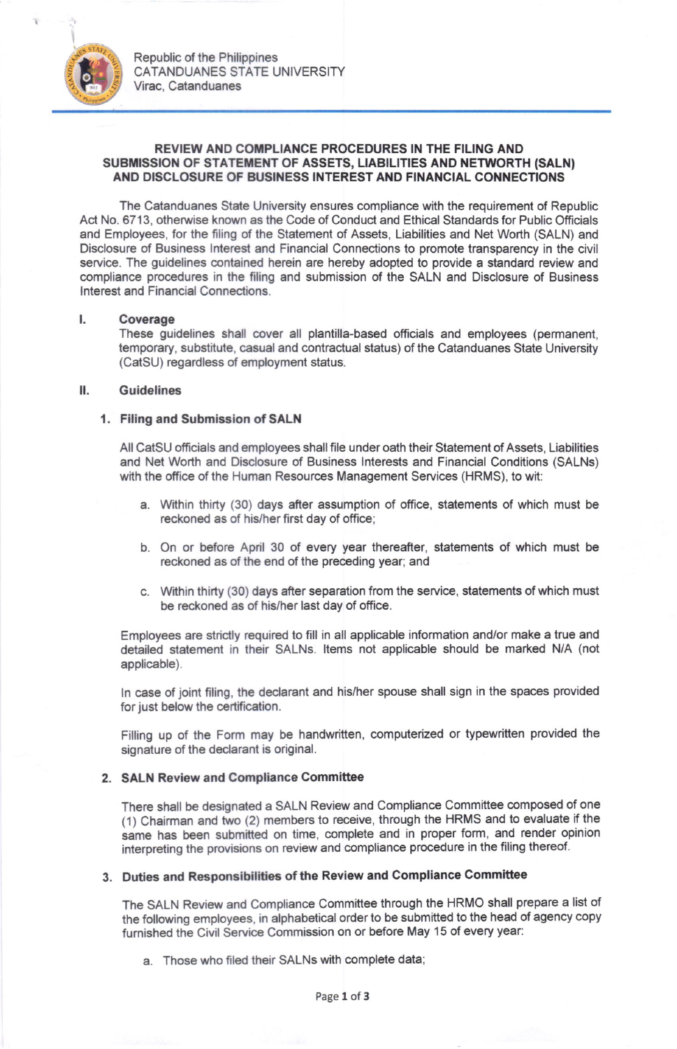Republic of the Philippines
CATANDUANES STATE UNIVERSITY
Virac, Catanduanes

# REVIEW AND COMPLIANCE PROCEDURES IN THE FILING AND SUBMISSION OF STATEMENT OF ASSETS, LIABILITIES AND NETWORTH (SALN) AND DISCLOSURE OF BUSINESS INTEREST AND FINANCIAL CONNECTIONS

The Catanduanes State University ensures compliance with the requirement of Republic Act No. 6713, otherwise known as the Code of Conduct and Ethical Standards for Public Officials and Employees, for the filing of the Statement of Assets, Liabilities and Net Worth (SALN) and Disclosure of Business Interest and Financial Connections to promote transparency in the civil service. The guidelines contained herein are hereby adopted to provide a standard review and compliance procedures in the filing and submission of the SALN and Disclosure of Business Interest and Financial Connections.

## I. Coverage

These guidelines shall cover all plantilla-based officials and employees (permanent, temporary, substitute, casual and contractual status) of the Catanduanes State University (CatSU) regardless of employment status.

## II. Guidelines

### 1. Filing and Submission of SALN

All CatSU officials and employees shall file under oath their Statement of Assets, Liabilities and Net Worth and Disclosure of Business Interests and Financial Conditions (SALNs) with the office of the Human Resources Management Services (HRMS), to wit:

a. Within thirty (30) days after assumption of office, statements of which must be reckoned as of his/her first day of office;

b. On or before April 30 of every year thereafter, statements of which must be reckoned as of the end of the preceding year; and

c. Within thirty (30) days after separation from the service, statements of which must be reckoned as of his/her last day of office.

Employees are strictly required to fill in all applicable information and/or make a true and detailed statement in their SALNs. Items not applicable should be marked N/A (not applicable).

In case of joint filing, the declarant and his/her spouse shall sign in the spaces provided for just below the certification.

Filling up of the Form may be handwritten, computerized or typewritten provided the signature of the declarant is original.

### 2. SALN Review and Compliance Committee

There shall be designated a SALN Review and Compliance Committee composed of one (1) Chairman and two (2) members to receive, through the HRMS and to evaluate if the same has been submitted on time, complete and in proper form, and render opinion interpreting the provisions on review and compliance procedure in the filing thereof.

### 3. Duties and Responsibilities of the Review and Compliance Committee

The SALN Review and Compliance Committee through the HRMO shall prepare a list of the following employees, in alphabetical order to be submitted to the head of agency copy furnished the Civil Service Commission on or before May 15 of every year:

a. Those who filed their SALNs with complete data;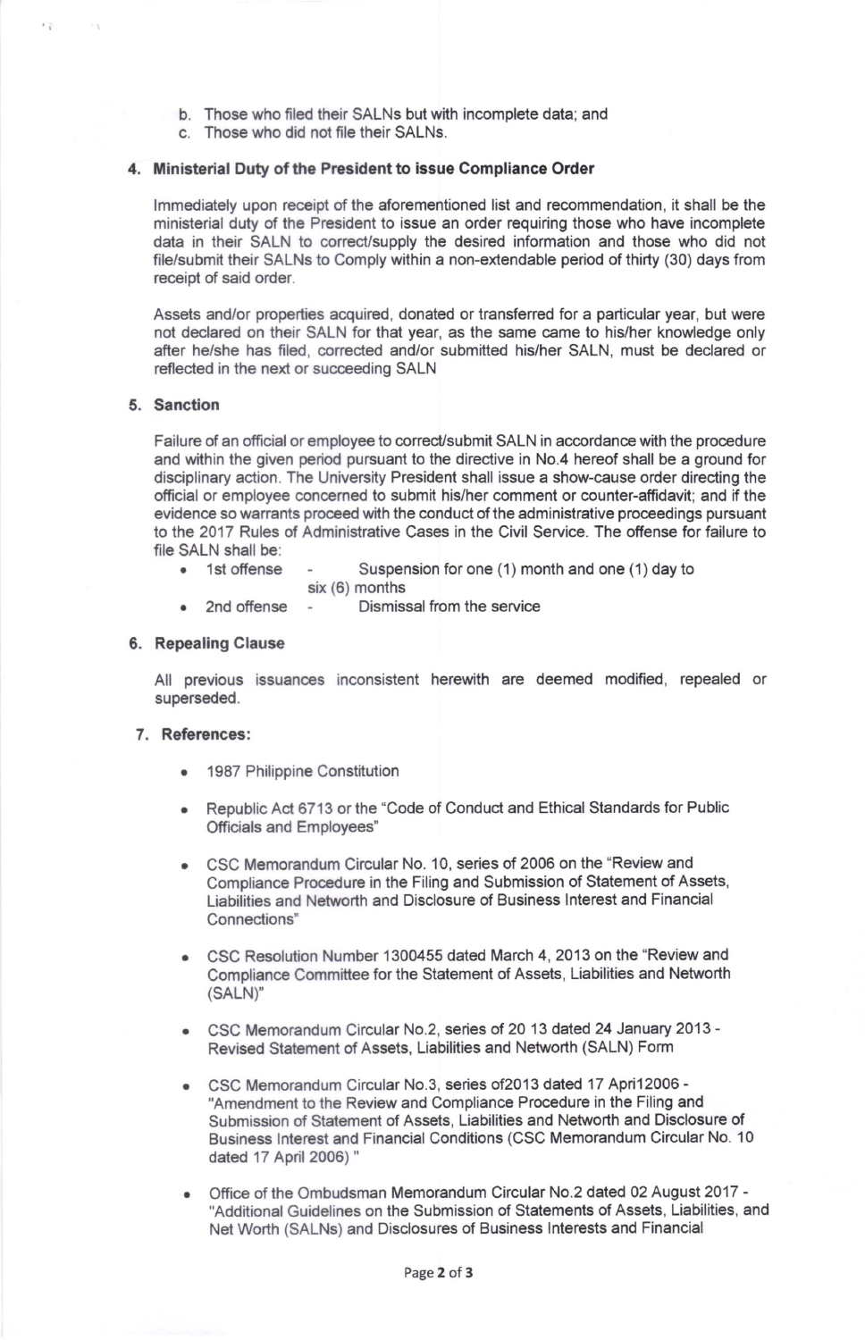b. Those who filed their SALNs but with incomplete data; and
c. Those who did not file their SALNs.

## 4. Ministerial Duty of the President to issue Compliance Order

Immediately upon receipt of the aforementioned list and recommendation, it shall be the ministerial duty of the President to issue an order requiring those who have incomplete data in their SALN to correct/supply the desired information and those who did not file/submit their SALNs to Comply within a non-extendable period of thirty (30) days from receipt of said order.

Assets and/or properties acquired, donated or transferred for a particular year, but were not declared on their SALN for that year, as the same came to his/her knowledge only after he/she has filed, corrected and/or submitted his/her SALN, must be declared or reflected in the next or succeeding SALN

## 5. Sanction

Failure of an official or employee to correct/submit SALN in accordance with the procedure and within the given period pursuant to the directive in No.4 hereof shall be a ground for disciplinary action. The University President shall issue a show-cause order directing the official or employee concerned to submit his/her comment or counter-affidavit; and if the evidence so warrants proceed with the conduct of the administrative proceedings pursuant to the 2017 Rules of Administrative Cases in the Civil Service. The offense for failure to file SALN shall be:

- 1st offense - Suspension for one (1) month and one (1) day to six (6) months
- 2nd offense - Dismissal from the service

## 6. Repealing Clause

All previous issuances inconsistent herewith are deemed modified, repealed or superseded.

## 7. References:

- 1987 Philippine Constitution
- Republic Act 6713 or the "Code of Conduct and Ethical Standards for Public Officials and Employees"
- CSC Memorandum Circular No. 10, series of 2006 on the "Review and Compliance Procedure in the Filing and Submission of Statement of Assets, Liabilities and Networth and Disclosure of Business Interest and Financial Connections"
- CSC Resolution Number 1300455 dated March 4, 2013 on the "Review and Compliance Committee for the Statement of Assets, Liabilities and Networth (SALN)"
- CSC Memorandum Circular No.2, series of 20 13 dated 24 January 2013 - Revised Statement of Assets, Liabilities and Networth (SALN) Form
- CSC Memorandum Circular No.3, series of2013 dated 17 Apri12006 - "Amendment to the Review and Compliance Procedure in the Filing and Submission of Statement of Assets, Liabilities and Networth and Disclosure of Business Interest and Financial Conditions (CSC Memorandum Circular No. 10 dated 17 April 2006) "
- Office of the Ombudsman Memorandum Circular No.2 dated 02 August 2017 - "Additional Guidelines on the Submission of Statements of Assets, Liabilities, and Net Worth (SALNs) and Disclosures of Business Interests and Financial